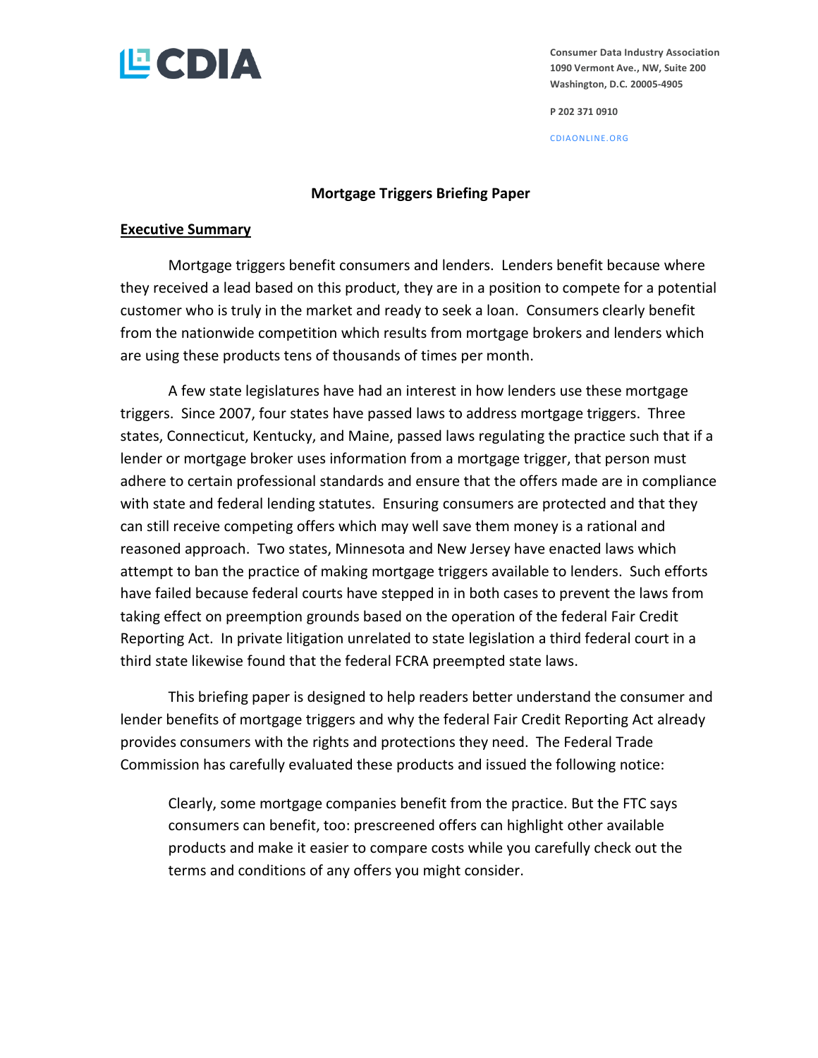Consumer Data Industry Association
1090 Vermont Ave., NW, Suite 200
Washington, D.C. 20005-4905

P 202 371 0910

CDIAONLINE.ORG

# Mortgage Triggers Briefing Paper

## Executive Summary

Mortgage triggers benefit consumers and lenders. Lenders benefit because where they received a lead based on this product, they are in a position to compete for a potential customer who is truly in the market and ready to seek a loan. Consumers clearly benefit from the nationwide competition which results from mortgage brokers and lenders which are using these products tens of thousands of times per month.

A few state legislatures have had an interest in how lenders use these mortgage triggers. Since 2007, four states have passed laws to address mortgage triggers. Three states, Connecticut, Kentucky, and Maine, passed laws regulating the practice such that if a lender or mortgage broker uses information from a mortgage trigger, that person must adhere to certain professional standards and ensure that the offers made are in compliance with state and federal lending statutes. Ensuring consumers are protected and that they can still receive competing offers which may well save them money is a rational and reasoned approach. Two states, Minnesota and New Jersey have enacted laws which attempt to ban the practice of making mortgage triggers available to lenders. Such efforts have failed because federal courts have stepped in in both cases to prevent the laws from taking effect on preemption grounds based on the operation of the federal Fair Credit Reporting Act. In private litigation unrelated to state legislation a third federal court in a third state likewise found that the federal FCRA preempted state laws.

This briefing paper is designed to help readers better understand the consumer and lender benefits of mortgage triggers and why the federal Fair Credit Reporting Act already provides consumers with the rights and protections they need. The Federal Trade Commission has carefully evaluated these products and issued the following notice:

> Clearly, some mortgage companies benefit from the practice. But the FTC says consumers can benefit, too: prescreened offers can highlight other available products and make it easier to compare costs while you carefully check out the terms and conditions of any offers you might consider.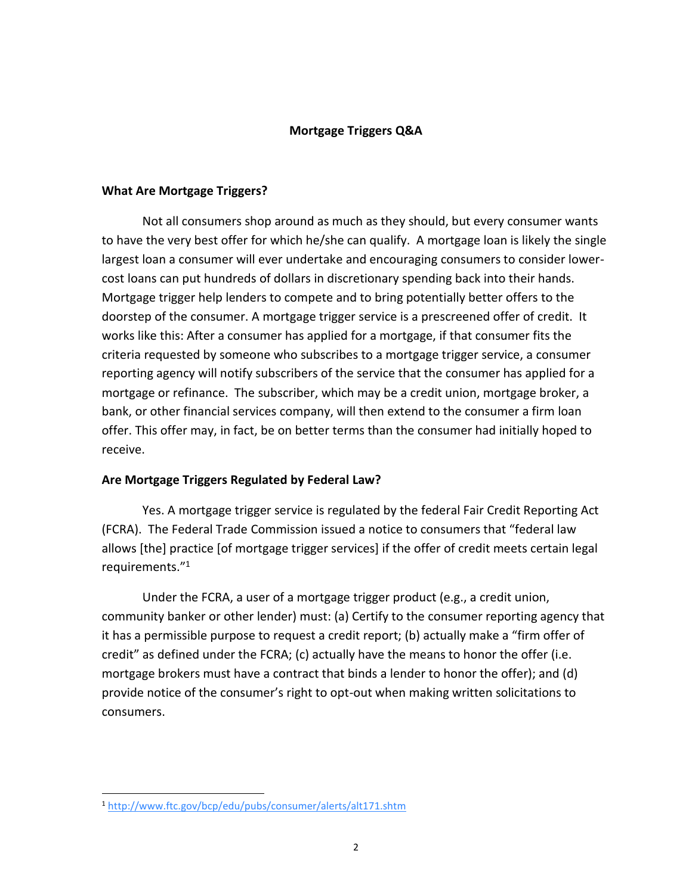# Mortgage Triggers Q&A

## What Are Mortgage Triggers?

Not all consumers shop around as much as they should, but every consumer wants to have the very best offer for which he/she can qualify. A mortgage loan is likely the single largest loan a consumer will ever undertake and encouraging consumers to consider lower-cost loans can put hundreds of dollars in discretionary spending back into their hands. Mortgage trigger help lenders to compete and to bring potentially better offers to the doorstep of the consumer. A mortgage trigger service is a prescreened offer of credit. It works like this: After a consumer has applied for a mortgage, if that consumer fits the criteria requested by someone who subscribes to a mortgage trigger service, a consumer reporting agency will notify subscribers of the service that the consumer has applied for a mortgage or refinance. The subscriber, which may be a credit union, mortgage broker, a bank, or other financial services company, will then extend to the consumer a firm loan offer. This offer may, in fact, be on better terms than the consumer had initially hoped to receive.

## Are Mortgage Triggers Regulated by Federal Law?

Yes. A mortgage trigger service is regulated by the federal Fair Credit Reporting Act (FCRA). The Federal Trade Commission issued a notice to consumers that "federal law allows [the] practice [of mortgage trigger services] if the offer of credit meets certain legal requirements."[1]

Under the FCRA, a user of a mortgage trigger product (e.g., a credit union, community banker or other lender) must: (a) Certify to the consumer reporting agency that it has a permissible purpose to request a credit report; (b) actually make a "firm offer of credit" as defined under the FCRA; (c) actually have the means to honor the offer (i.e. mortgage brokers must have a contract that binds a lender to honor the offer); and (d) provide notice of the consumer's right to opt-out when making written solicitations to consumers.

---

[1] http://www.ftc.gov/bcp/edu/pubs/consumer/alerts/alt171.shtm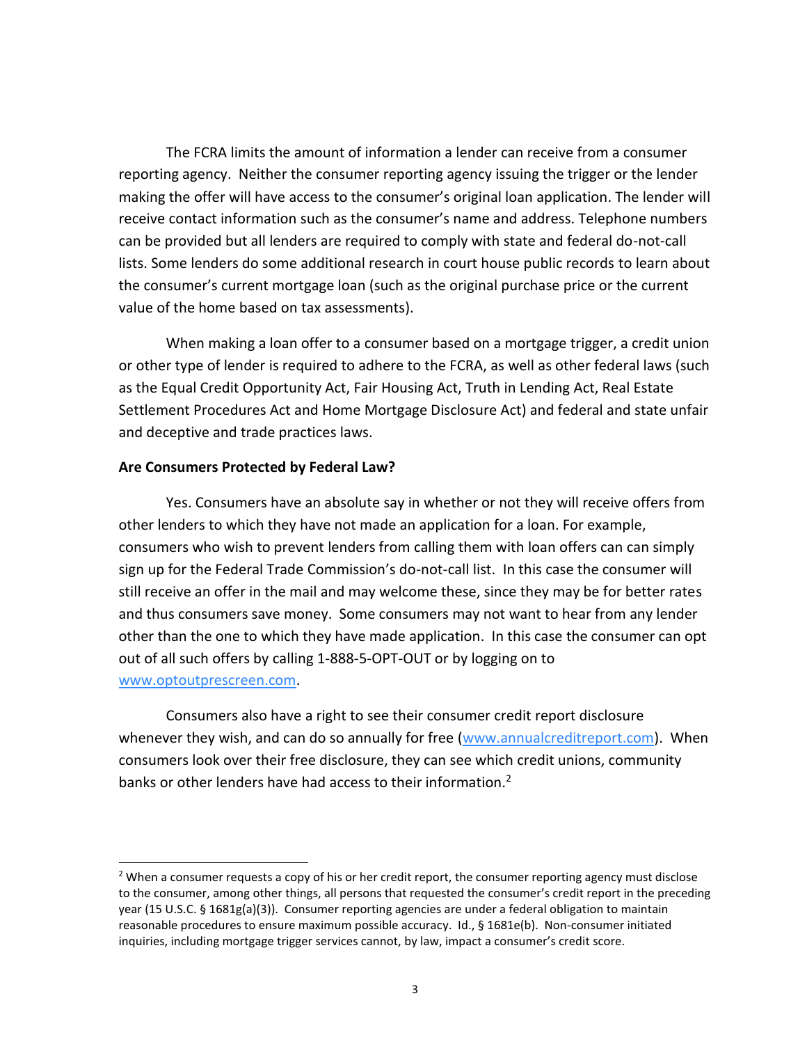The FCRA limits the amount of information a lender can receive from a consumer reporting agency. Neither the consumer reporting agency issuing the trigger or the lender making the offer will have access to the consumer's original loan application. The lender will receive contact information such as the consumer's name and address. Telephone numbers can be provided but all lenders are required to comply with state and federal do-not-call lists. Some lenders do some additional research in court house public records to learn about the consumer's current mortgage loan (such as the original purchase price or the current value of the home based on tax assessments).

When making a loan offer to a consumer based on a mortgage trigger, a credit union or other type of lender is required to adhere to the FCRA, as well as other federal laws (such as the Equal Credit Opportunity Act, Fair Housing Act, Truth in Lending Act, Real Estate Settlement Procedures Act and Home Mortgage Disclosure Act) and federal and state unfair and deceptive and trade practices laws.

**Are Consumers Protected by Federal Law?**

Yes. Consumers have an absolute say in whether or not they will receive offers from other lenders to which they have not made an application for a loan. For example, consumers who wish to prevent lenders from calling them with loan offers can can simply sign up for the Federal Trade Commission's do-not-call list. In this case the consumer will still receive an offer in the mail and may welcome these, since they may be for better rates and thus consumers save money. Some consumers may not want to hear from any lender other than the one to which they have made application. In this case the consumer can opt out of all such offers by calling 1-888-5-OPT-OUT or by logging on to [www.optoutprescreen.com](www.optoutprescreen.com).

Consumers also have a right to see their consumer credit report disclosure whenever they wish, and can do so annually for free ([www.annualcreditreport.com](www.annualcreditreport.com)). When consumers look over their free disclosure, they can see which credit unions, community banks or other lenders have had access to their information.[2]

---

[2] When a consumer requests a copy of his or her credit report, the consumer reporting agency must disclose to the consumer, among other things, all persons that requested the consumer's credit report in the preceding year (15 U.S.C. § 1681g(a)(3)). Consumer reporting agencies are under a federal obligation to maintain reasonable procedures to ensure maximum possible accuracy. Id., § 1681e(b). Non-consumer initiated inquiries, including mortgage trigger services cannot, by law, impact a consumer's credit score.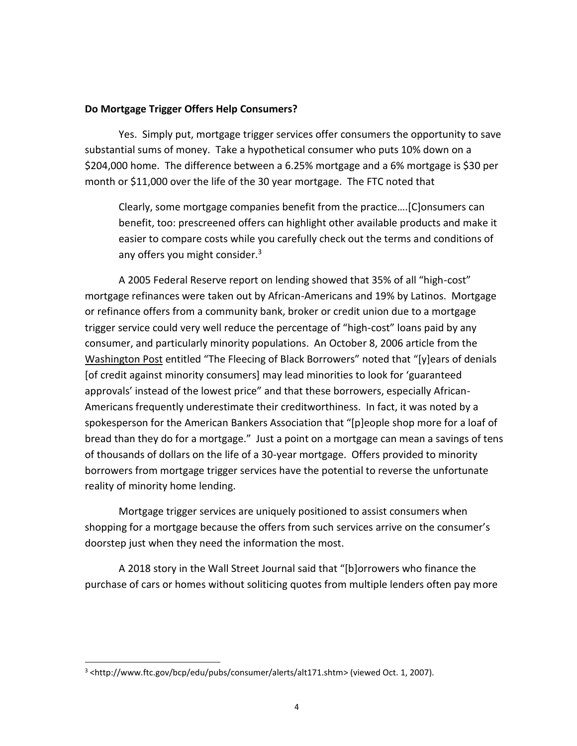**Do Mortgage Trigger Offers Help Consumers?**

Yes. Simply put, mortgage trigger services offer consumers the opportunity to save substantial sums of money. Take a hypothetical consumer who puts 10% down on a $204,000 home. The difference between a 6.25% mortgage and a 6% mortgage is $30 per month or $11,000 over the life of the 30 year mortgage. The FTC noted that

> Clearly, some mortgage companies benefit from the practice….[C]onsumers can benefit, too: prescreened offers can highlight other available products and make it easier to compare costs while you carefully check out the terms and conditions of any offers you might consider.[3]

A 2005 Federal Reserve report on lending showed that 35% of all "high-cost" mortgage refinances were taken out by African-Americans and 19% by Latinos. Mortgage or refinance offers from a community bank, broker or credit union due to a mortgage trigger service could very well reduce the percentage of "high-cost" loans paid by any consumer, and particularly minority populations. An October 8, 2006 article from the Washington Post entitled "The Fleecing of Black Borrowers" noted that "[y]ears of denials [of credit against minority consumers] may lead minorities to look for 'guaranteed approvals' instead of the lowest price" and that these borrowers, especially African-Americans frequently underestimate their creditworthiness. In fact, it was noted by a spokesperson for the American Bankers Association that "[p]eople shop more for a loaf of bread than they do for a mortgage." Just a point on a mortgage can mean a savings of tens of thousands of dollars on the life of a 30-year mortgage. Offers provided to minority borrowers from mortgage trigger services have the potential to reverse the unfortunate reality of minority home lending.

Mortgage trigger services are uniquely positioned to assist consumers when shopping for a mortgage because the offers from such services arrive on the consumer's doorstep just when they need the information the most.

A 2018 story in the Wall Street Journal said that "[b]orrowers who finance the purchase of cars or homes without soliticing quotes from multiple lenders often pay more

---

[3] <http://www.ftc.gov/bcp/edu/pubs/consumer/alerts/alt171.shtm> (viewed Oct. 1, 2007).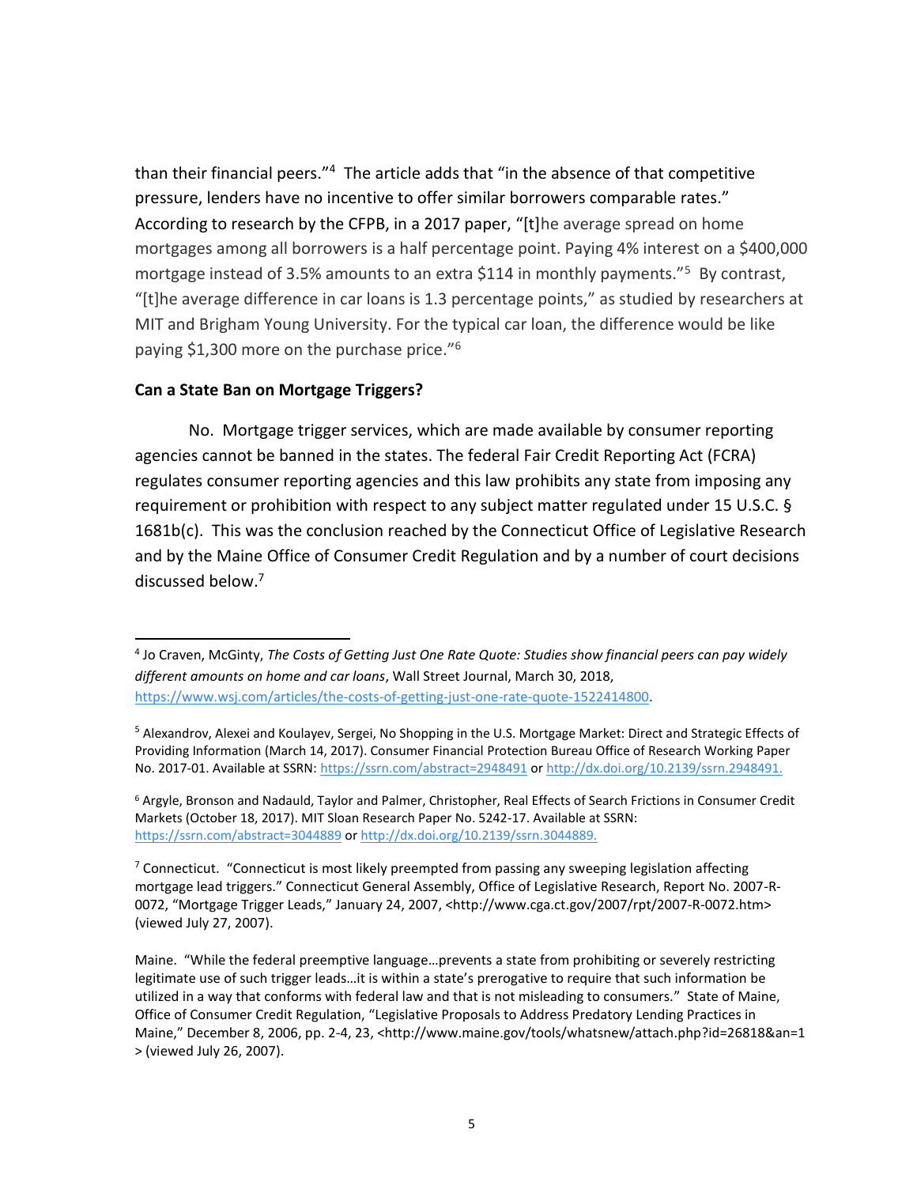than their financial peers."[4] The article adds that "in the absence of that competitive pressure, lenders have no incentive to offer similar borrowers comparable rates." According to research by the CFPB, in a 2017 paper, "[t]he average spread on home mortgages among all borrowers is a half percentage point. Paying 4% interest on a $400,000 mortgage instead of 3.5% amounts to an extra $114 in monthly payments."[5] By contrast, "[t]he average difference in car loans is 1.3 percentage points," as studied by researchers at MIT and Brigham Young University. For the typical car loan, the difference would be like paying $1,300 more on the purchase price."[6]

**Can a State Ban on Mortgage Triggers?**

No. Mortgage trigger services, which are made available by consumer reporting agencies cannot be banned in the states. The federal Fair Credit Reporting Act (FCRA) regulates consumer reporting agencies and this law prohibits any state from imposing any requirement or prohibition with respect to any subject matter regulated under 15 U.S.C. § 1681b(c). This was the conclusion reached by the Connecticut Office of Legislative Research and by the Maine Office of Consumer Credit Regulation and by a number of court decisions discussed below.[7]

---

[4] Jo Craven, McGinty, *The Costs of Getting Just One Rate Quote: Studies show financial peers can pay widely different amounts on home and car loans*, Wall Street Journal, March 30, 2018, https://www.wsj.com/articles/the-costs-of-getting-just-one-rate-quote-1522414800.

[5] Alexandrov, Alexei and Koulayev, Sergei, No Shopping in the U.S. Mortgage Market: Direct and Strategic Effects of Providing Information (March 14, 2017). Consumer Financial Protection Bureau Office of Research Working Paper No. 2017-01. Available at SSRN: https://ssrn.com/abstract=2948491 or http://dx.doi.org/10.2139/ssrn.2948491.

[6] Argyle, Bronson and Nadauld, Taylor and Palmer, Christopher, Real Effects of Search Frictions in Consumer Credit Markets (October 18, 2017). MIT Sloan Research Paper No. 5242-17. Available at SSRN: https://ssrn.com/abstract=3044889 or http://dx.doi.org/10.2139/ssrn.3044889.

[7] Connecticut. "Connecticut is most likely preempted from passing any sweeping legislation affecting mortgage lead triggers." Connecticut General Assembly, Office of Legislative Research, Report No. 2007-R-0072, "Mortgage Trigger Leads," January 24, 2007, <http://www.cga.ct.gov/2007/rpt/2007-R-0072.htm> (viewed July 27, 2007).

Maine. "While the federal preemptive language…prevents a state from prohibiting or severely restricting legitimate use of such trigger leads…it is within a state's prerogative to require that such information be utilized in a way that conforms with federal law and that is not misleading to consumers." State of Maine, Office of Consumer Credit Regulation, "Legislative Proposals to Address Predatory Lending Practices in Maine," December 8, 2006, pp. 2-4, 23, <http://www.maine.gov/tools/whatsnew/attach.php?id=26818&an=1> (viewed July 26, 2007).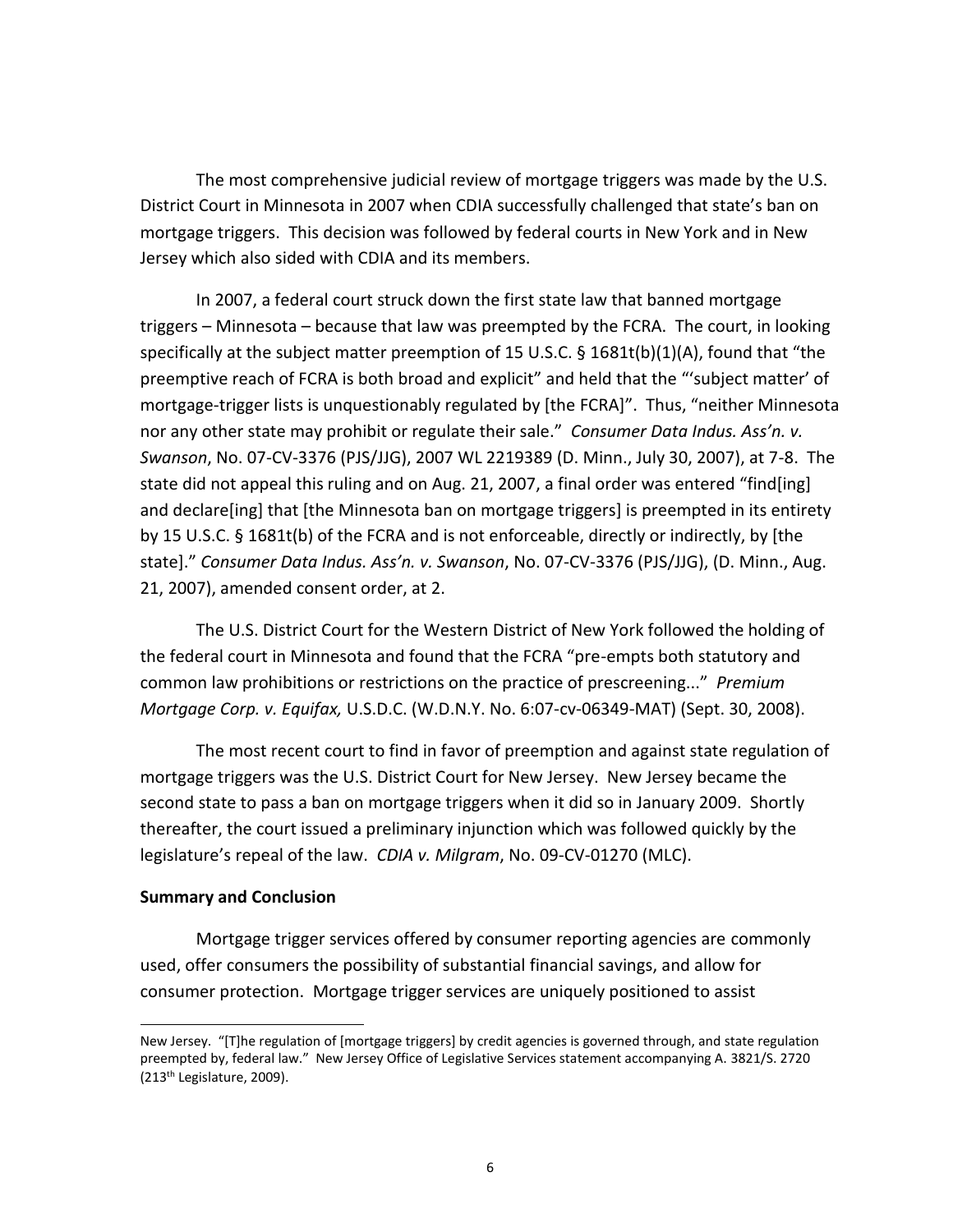The most comprehensive judicial review of mortgage triggers was made by the U.S. District Court in Minnesota in 2007 when CDIA successfully challenged that state's ban on mortgage triggers. This decision was followed by federal courts in New York and in New Jersey which also sided with CDIA and its members.

In 2007, a federal court struck down the first state law that banned mortgage triggers – Minnesota – because that law was preempted by the FCRA. The court, in looking specifically at the subject matter preemption of 15 U.S.C. § 1681t(b)(1)(A), found that "the preemptive reach of FCRA is both broad and explicit" and held that the "'subject matter' of mortgage-trigger lists is unquestionably regulated by [the FCRA]". Thus, "neither Minnesota nor any other state may prohibit or regulate their sale." *Consumer Data Indus. Ass'n. v. Swanson*, No. 07-CV-3376 (PJS/JJG), 2007 WL 2219389 (D. Minn., July 30, 2007), at 7-8. The state did not appeal this ruling and on Aug. 21, 2007, a final order was entered "find[ing] and declare[ing] that [the Minnesota ban on mortgage triggers] is preempted in its entirety by 15 U.S.C. § 1681t(b) of the FCRA and is not enforceable, directly or indirectly, by [the state]." *Consumer Data Indus. Ass'n. v. Swanson*, No. 07-CV-3376 (PJS/JJG), (D. Minn., Aug. 21, 2007), amended consent order, at 2.

The U.S. District Court for the Western District of New York followed the holding of the federal court in Minnesota and found that the FCRA "pre-empts both statutory and common law prohibitions or restrictions on the practice of prescreening..." *Premium Mortgage Corp. v. Equifax,* U.S.D.C. (W.D.N.Y. No. 6:07-cv-06349-MAT) (Sept. 30, 2008).

The most recent court to find in favor of preemption and against state regulation of mortgage triggers was the U.S. District Court for New Jersey. New Jersey became the second state to pass a ban on mortgage triggers when it did so in January 2009. Shortly thereafter, the court issued a preliminary injunction which was followed quickly by the legislature's repeal of the law. *CDIA v. Milgram*, No. 09-CV-01270 (MLC).

**Summary and Conclusion**

Mortgage trigger services offered by consumer reporting agencies are commonly used, offer consumers the possibility of substantial financial savings, and allow for consumer protection. Mortgage trigger services are uniquely positioned to assist

---

New Jersey. "[T]he regulation of [mortgage triggers] by credit agencies is governed through, and state regulation preempted by, federal law." New Jersey Office of Legislative Services statement accompanying A. 3821/S. 2720 (213th Legislature, 2009).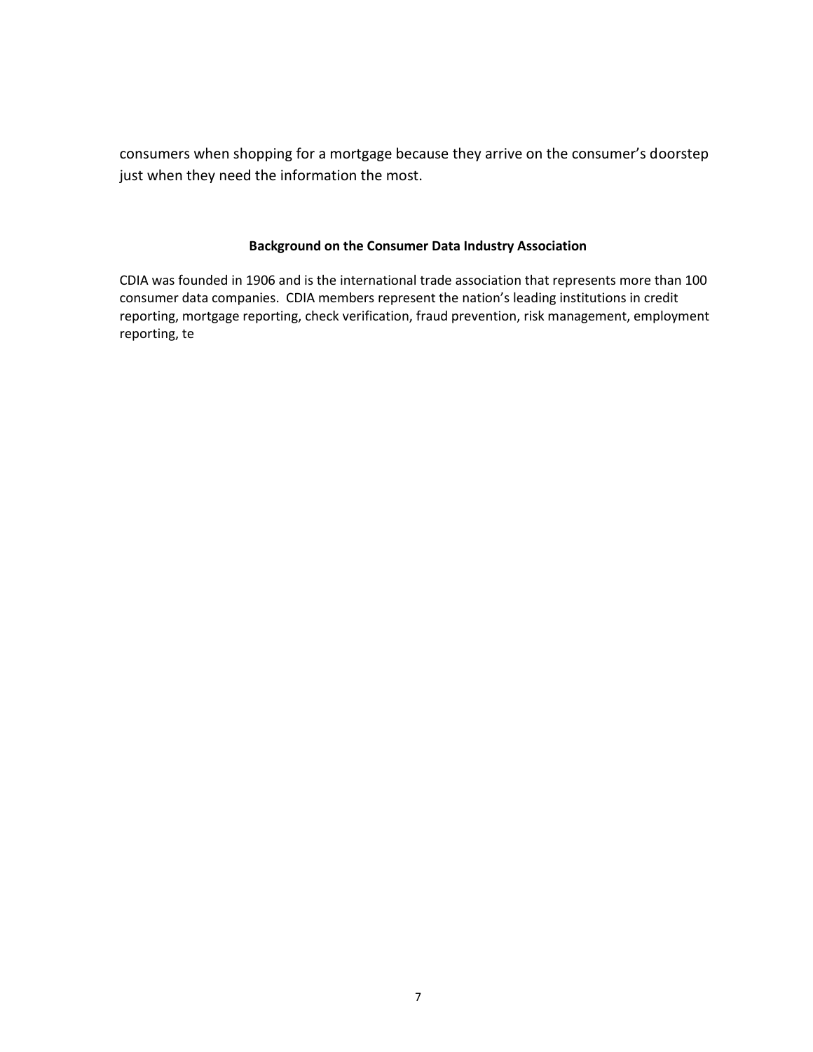consumers when shopping for a mortgage because they arrive on the consumer's doorstep just when they need the information the most.

**Background on the Consumer Data Industry Association**

CDIA was founded in 1906 and is the international trade association that represents more than 100 consumer data companies. CDIA members represent the nation's leading institutions in credit reporting, mortgage reporting, check verification, fraud prevention, risk management, employment reporting, te